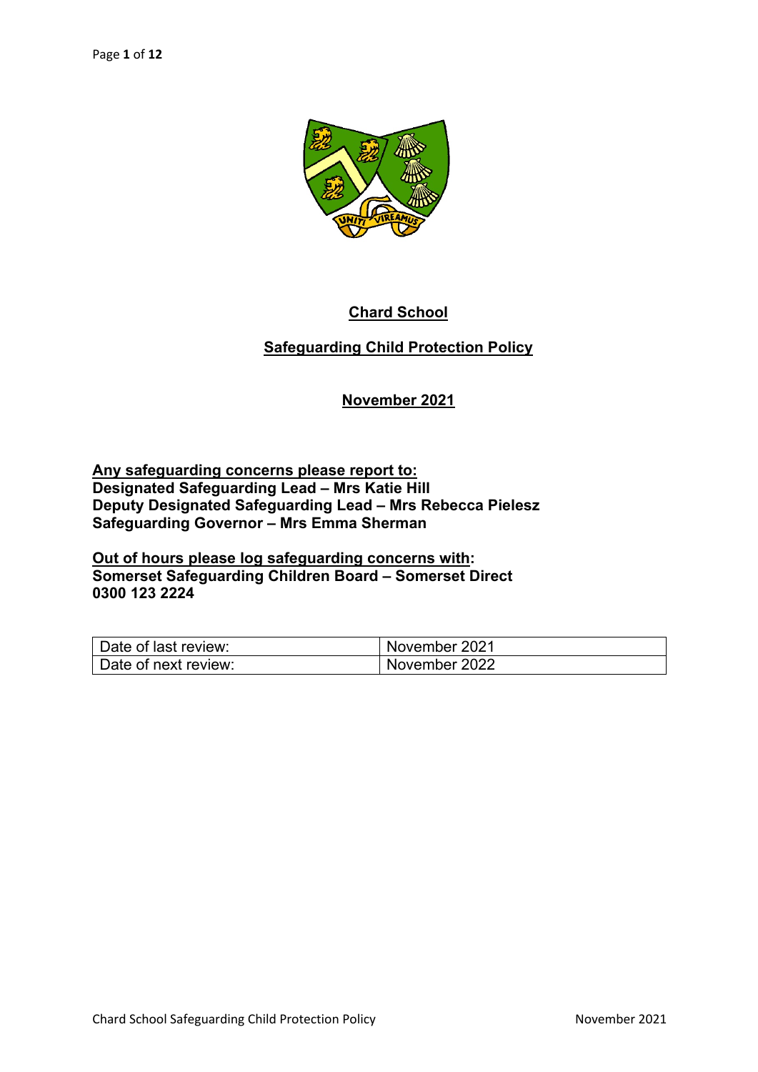# Chard School

## Safeguarding Child Protection Policy

### November 2021

**Any safeguarding concerns please report to:**
**Designated Safeguarding Lead – Mrs Katie Hill**
**Deputy Designated Safeguarding Lead – Mrs Rebecca Pielesz**
**Safeguarding Governor – Mrs Emma Sherman**

**Out of hours please log safeguarding concerns with:**
**Somerset Safeguarding Children Board – Somerset Direct**
**0300 123 2224**

| Date of last review: | November 2021 |
| --- | --- |
| Date of next review: | November 2022 |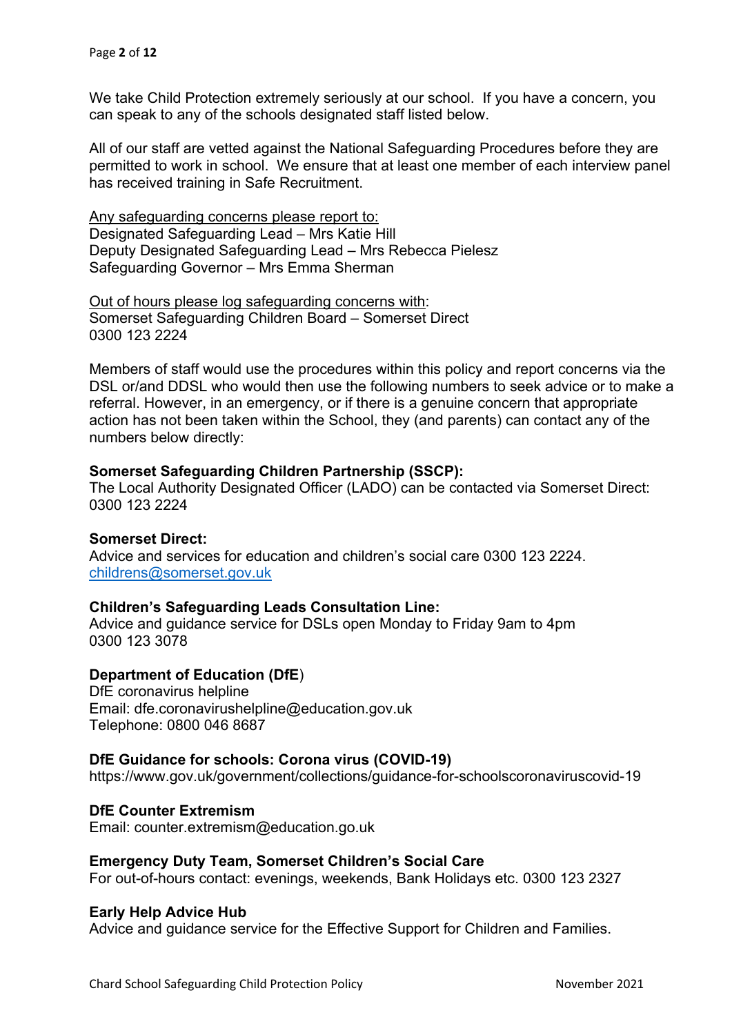We take Child Protection extremely seriously at our school. If you have a concern, you can speak to any of the schools designated staff listed below.

All of our staff are vetted against the National Safeguarding Procedures before they are permitted to work in school. We ensure that at least one member of each interview panel has received training in Safe Recruitment.

Any safeguarding concerns please report to:
Designated Safeguarding Lead – Mrs Katie Hill
Deputy Designated Safeguarding Lead – Mrs Rebecca Pielesz
Safeguarding Governor – Mrs Emma Sherman

Out of hours please log safeguarding concerns with:
Somerset Safeguarding Children Board – Somerset Direct
0300 123 2224

Members of staff would use the procedures within this policy and report concerns via the DSL or/and DDSL who would then use the following numbers to seek advice or to make a referral. However, in an emergency, or if there is a genuine concern that appropriate action has not been taken within the School, they (and parents) can contact any of the numbers below directly:

**Somerset Safeguarding Children Partnership (SSCP):**
The Local Authority Designated Officer (LADO) can be contacted via Somerset Direct: 0300 123 2224

**Somerset Direct:**
Advice and services for education and children's social care 0300 123 2224.
childrens@somerset.gov.uk

**Children's Safeguarding Leads Consultation Line:**
Advice and guidance service for DSLs open Monday to Friday 9am to 4pm
0300 123 3078

**Department of Education (DfE)**
DfE coronavirus helpline
Email: dfe.coronavirushelpline@education.gov.uk
Telephone: 0800 046 8687

**DfE Guidance for schools: Corona virus (COVID-19)**
https://www.gov.uk/government/collections/guidance-for-schoolscoronaviruscovid-19

**DfE Counter Extremism**
Email: counter.extremism@education.go.uk

**Emergency Duty Team, Somerset Children's Social Care**
For out-of-hours contact: evenings, weekends, Bank Holidays etc. 0300 123 2327

**Early Help Advice Hub**
Advice and guidance service for the Effective Support for Children and Families.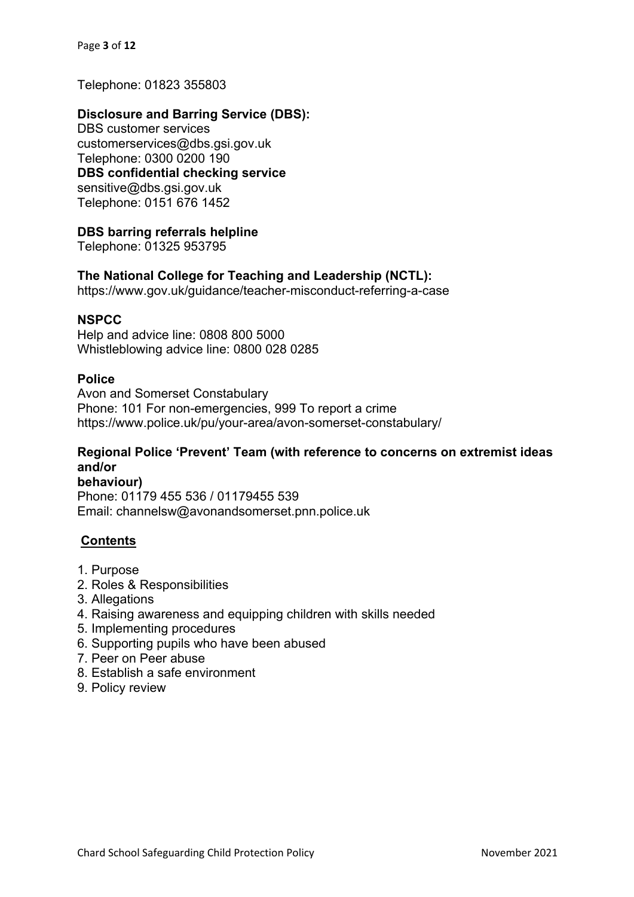Telephone: 01823 355803

**Disclosure and Barring Service (DBS):**
DBS customer services
customerservices@dbs.gsi.gov.uk
Telephone: 0300 0200 190
**DBS confidential checking service**
sensitive@dbs.gsi.gov.uk
Telephone: 0151 676 1452

**DBS barring referrals helpline**
Telephone: 01325 953795

**The National College for Teaching and Leadership (NCTL):**
https://www.gov.uk/guidance/teacher-misconduct-referring-a-case

**NSPCC**
Help and advice line: 0808 800 5000
Whistleblowing advice line: 0800 028 0285

**Police**
Avon and Somerset Constabulary
Phone: 101 For non-emergencies, 999 To report a crime
https://www.police.uk/pu/your-area/avon-somerset-constabulary/

**Regional Police 'Prevent' Team (with reference to concerns on extremist ideas and/or behaviour)**
Phone: 01179 455 536 / 01179455 539
Email: channelsw@avonandsomerset.pnn.police.uk

## Contents

1. Purpose
2. Roles & Responsibilities
3. Allegations
4. Raising awareness and equipping children with skills needed
5. Implementing procedures
6. Supporting pupils who have been abused
7. Peer on Peer abuse
8. Establish a safe environment
9. Policy review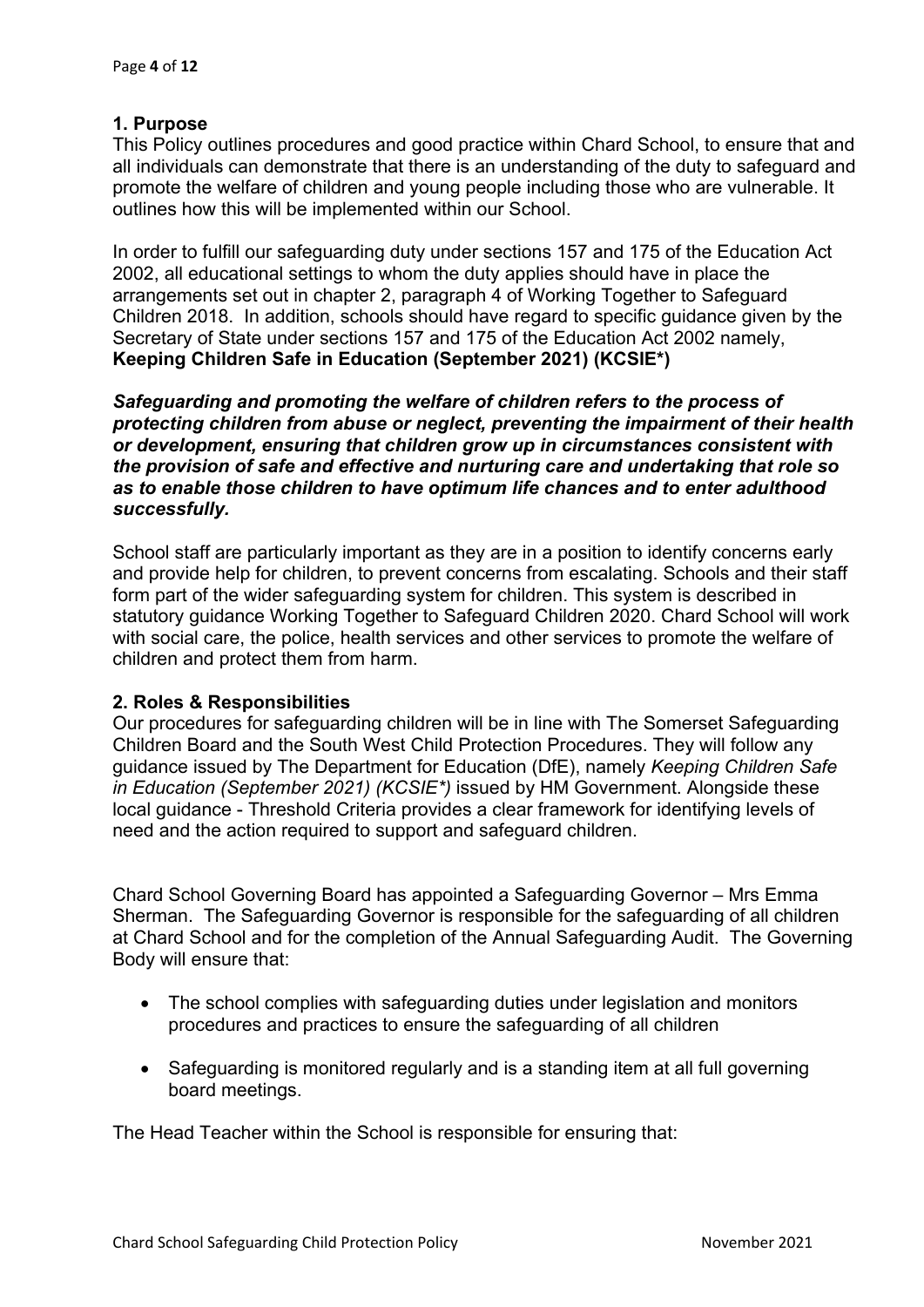## 1. Purpose

This Policy outlines procedures and good practice within Chard School, to ensure that and all individuals can demonstrate that there is an understanding of the duty to safeguard and promote the welfare of children and young people including those who are vulnerable. It outlines how this will be implemented within our School.

In order to fulfill our safeguarding duty under sections 157 and 175 of the Education Act 2002, all educational settings to whom the duty applies should have in place the arrangements set out in chapter 2, paragraph 4 of Working Together to Safeguard Children 2018. In addition, schools should have regard to specific guidance given by the Secretary of State under sections 157 and 175 of the Education Act 2002 namely, **Keeping Children Safe in Education (September 2021) (KCSIE*)**

***Safeguarding and promoting the welfare of children refers to the process of protecting children from abuse or neglect, preventing the impairment of their health or development, ensuring that children grow up in circumstances consistent with the provision of safe and effective and nurturing care and undertaking that role so as to enable those children to have optimum life chances and to enter adulthood successfully.***

School staff are particularly important as they are in a position to identify concerns early and provide help for children, to prevent concerns from escalating. Schools and their staff form part of the wider safeguarding system for children. This system is described in statutory guidance Working Together to Safeguard Children 2020. Chard School will work with social care, the police, health services and other services to promote the welfare of children and protect them from harm.

## 2. Roles & Responsibilities

Our procedures for safeguarding children will be in line with The Somerset Safeguarding Children Board and the South West Child Protection Procedures. They will follow any guidance issued by The Department for Education (DfE), namely *Keeping Children Safe in Education (September 2021) (KCSIE*)* issued by HM Government. Alongside these local guidance - Threshold Criteria provides a clear framework for identifying levels of need and the action required to support and safeguard children.

Chard School Governing Board has appointed a Safeguarding Governor – Mrs Emma Sherman. The Safeguarding Governor is responsible for the safeguarding of all children at Chard School and for the completion of the Annual Safeguarding Audit. The Governing Body will ensure that:

- The school complies with safeguarding duties under legislation and monitors procedures and practices to ensure the safeguarding of all children
- Safeguarding is monitored regularly and is a standing item at all full governing board meetings.

The Head Teacher within the School is responsible for ensuring that: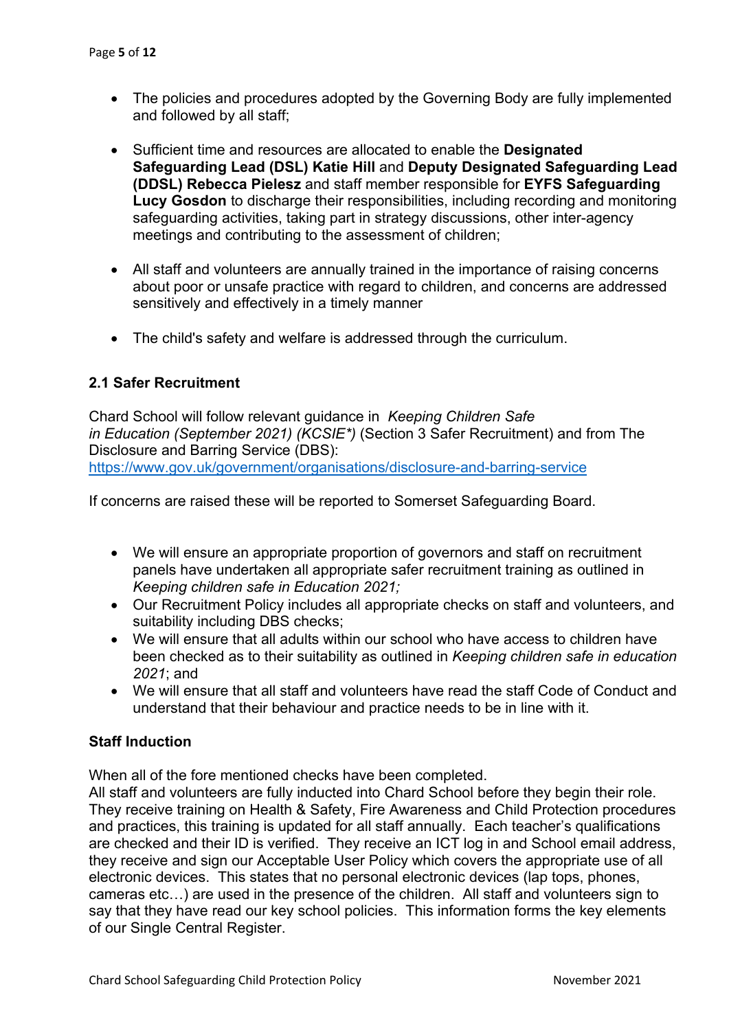- The policies and procedures adopted by the Governing Body are fully implemented and followed by all staff;

- Sufficient time and resources are allocated to enable the **Designated Safeguarding Lead (DSL) Katie Hill** and **Deputy Designated Safeguarding Lead (DDSL) Rebecca Pielesz** and staff member responsible for **EYFS Safeguarding Lucy Gosdon** to discharge their responsibilities, including recording and monitoring safeguarding activities, taking part in strategy discussions, other inter-agency meetings and contributing to the assessment of children;

- All staff and volunteers are annually trained in the importance of raising concerns about poor or unsafe practice with regard to children, and concerns are addressed sensitively and effectively in a timely manner

- The child's safety and welfare is addressed through the curriculum.

### 2.1 Safer Recruitment

Chard School will follow relevant guidance in *Keeping Children Safe in Education (September 2021) (KCSIE*)* (Section 3 Safer Recruitment) and from The Disclosure and Barring Service (DBS): [https://www.gov.uk/government/organisations/disclosure-and-barring-service](https://www.gov.uk/government/organisations/disclosure-and-barring-service)

If concerns are raised these will be reported to Somerset Safeguarding Board.

- We will ensure an appropriate proportion of governors and staff on recruitment panels have undertaken all appropriate safer recruitment training as outlined in *Keeping children safe in Education 2021;*
- Our Recruitment Policy includes all appropriate checks on staff and volunteers, and suitability including DBS checks;
- We will ensure that all adults within our school who have access to children have been checked as to their suitability as outlined in *Keeping children safe in education 2021*; and
- We will ensure that all staff and volunteers have read the staff Code of Conduct and understand that their behaviour and practice needs to be in line with it.

### Staff Induction

When all of the fore mentioned checks have been completed.
All staff and volunteers are fully inducted into Chard School before they begin their role. They receive training on Health & Safety, Fire Awareness and Child Protection procedures and practices, this training is updated for all staff annually. Each teacher's qualifications are checked and their ID is verified. They receive an ICT log in and School email address, they receive and sign our Acceptable User Policy which covers the appropriate use of all electronic devices. This states that no personal electronic devices (lap tops, phones, cameras etc…) are used in the presence of the children. All staff and volunteers sign to say that they have read our key school policies. This information forms the key elements of our Single Central Register.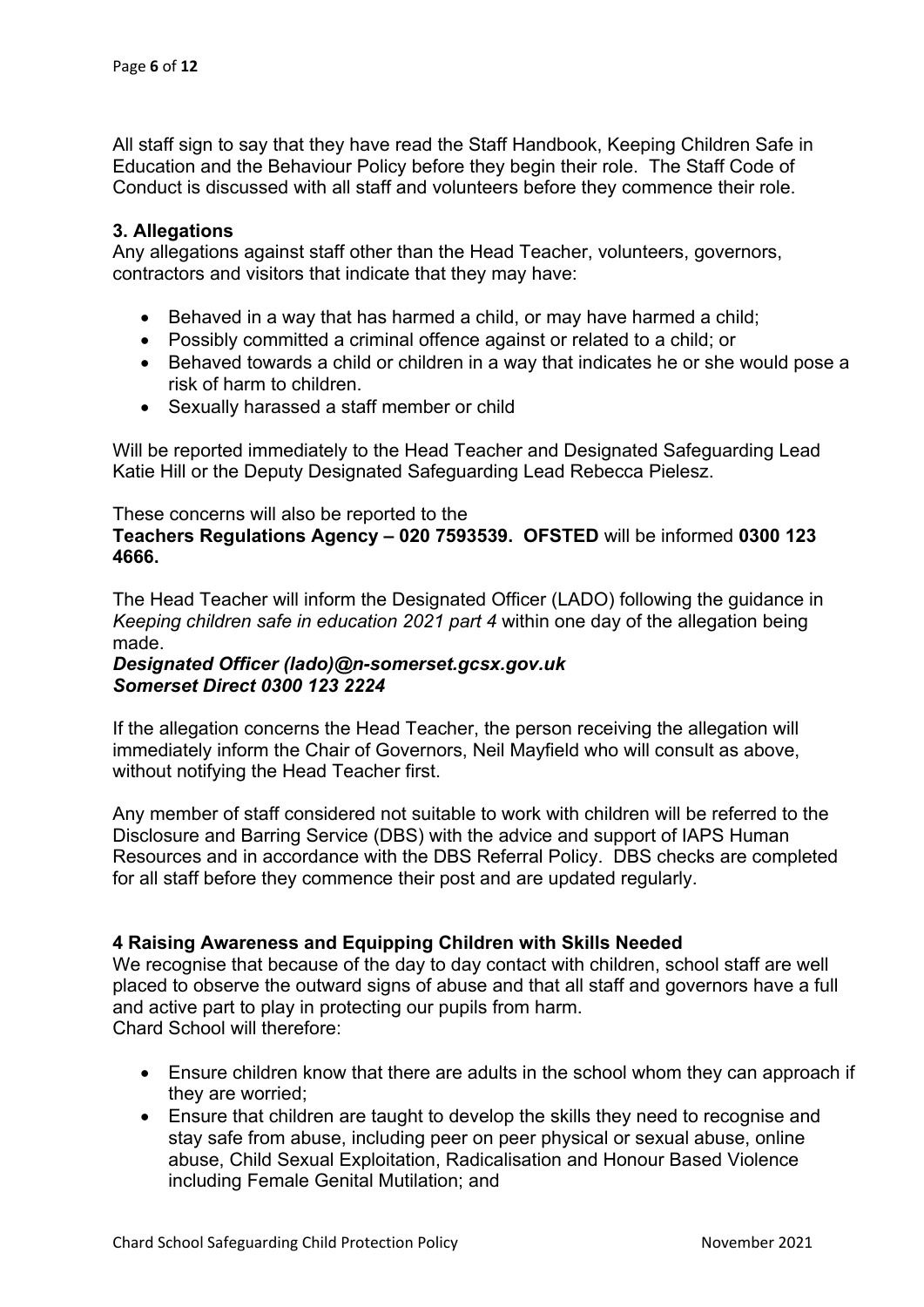All staff sign to say that they have read the Staff Handbook, Keeping Children Safe in Education and the Behaviour Policy before they begin their role. The Staff Code of Conduct is discussed with all staff and volunteers before they commence their role.

### 3. Allegations

Any allegations against staff other than the Head Teacher, volunteers, governors, contractors and visitors that indicate that they may have:

- Behaved in a way that has harmed a child, or may have harmed a child;
- Possibly committed a criminal offence against or related to a child; or
- Behaved towards a child or children in a way that indicates he or she would pose a risk of harm to children.
- Sexually harassed a staff member or child

Will be reported immediately to the Head Teacher and Designated Safeguarding Lead Katie Hill or the Deputy Designated Safeguarding Lead Rebecca Pielesz.

These concerns will also be reported to the
**Teachers Regulations Agency – 020 7593539. OFSTED** will be informed **0300 123 4666.**

The Head Teacher will inform the Designated Officer (LADO) following the guidance in *Keeping children safe in education 2021 part 4* within one day of the allegation being made.
***Designated Officer (lado)@n-somerset.gcsx.gov.uk***
***Somerset Direct 0300 123 2224***

If the allegation concerns the Head Teacher, the person receiving the allegation will immediately inform the Chair of Governors, Neil Mayfield who will consult as above, without notifying the Head Teacher first.

Any member of staff considered not suitable to work with children will be referred to the Disclosure and Barring Service (DBS) with the advice and support of IAPS Human Resources and in accordance with the DBS Referral Policy. DBS checks are completed for all staff before they commence their post and are updated regularly.

### 4 Raising Awareness and Equipping Children with Skills Needed

We recognise that because of the day to day contact with children, school staff are well placed to observe the outward signs of abuse and that all staff and governors have a full and active part to play in protecting our pupils from harm.
Chard School will therefore:

- Ensure children know that there are adults in the school whom they can approach if they are worried;
- Ensure that children are taught to develop the skills they need to recognise and stay safe from abuse, including peer on peer physical or sexual abuse, online abuse, Child Sexual Exploitation, Radicalisation and Honour Based Violence including Female Genital Mutilation; and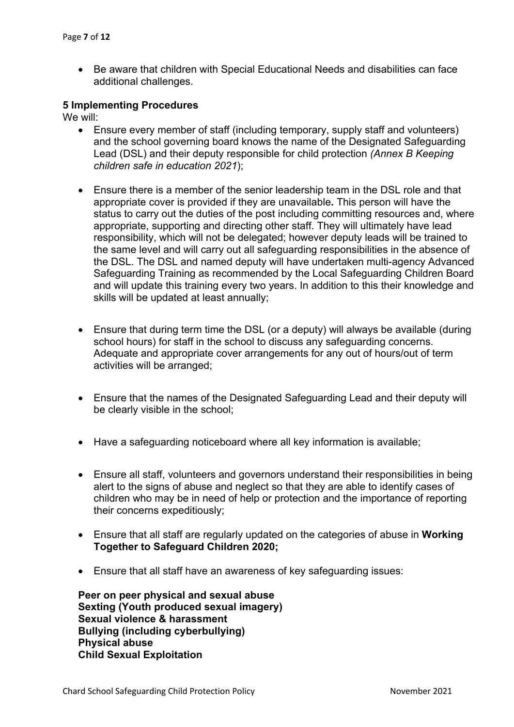- Be aware that children with Special Educational Needs and disabilities can face additional challenges.

**5 Implementing Procedures**

We will:

- Ensure every member of staff (including temporary, supply staff and volunteers) and the school governing board knows the name of the Designated Safeguarding Lead (DSL) and their deputy responsible for child protection *(Annex B Keeping children safe in education 2021*);

- Ensure there is a member of the senior leadership team in the DSL role and that appropriate cover is provided if they are unavailable**.** This person will have the status to carry out the duties of the post including committing resources and, where appropriate, supporting and directing other staff. They will ultimately have lead responsibility, which will not be delegated; however deputy leads will be trained to the same level and will carry out all safeguarding responsibilities in the absence of the DSL. The DSL and named deputy will have undertaken multi-agency Advanced Safeguarding Training as recommended by the Local Safeguarding Children Board and will update this training every two years. In addition to this their knowledge and skills will be updated at least annually;

- Ensure that during term time the DSL (or a deputy) will always be available (during school hours) for staff in the school to discuss any safeguarding concerns. Adequate and appropriate cover arrangements for any out of hours/out of term activities will be arranged;

- Ensure that the names of the Designated Safeguarding Lead and their deputy will be clearly visible in the school;

- Have a safeguarding noticeboard where all key information is available;

- Ensure all staff, volunteers and governors understand their responsibilities in being alert to the signs of abuse and neglect so that they are able to identify cases of children who may be in need of help or protection and the importance of reporting their concerns expeditiously;

- Ensure that all staff are regularly updated on the categories of abuse in **Working Together to Safeguard Children 2020;**

- Ensure that all staff have an awareness of key safeguarding issues:

  **Peer on peer physical and sexual abuse**
  **Sexting (Youth produced sexual imagery)**
  **Sexual violence & harassment**
  **Bullying (including cyberbullying)**
  **Physical abuse**
  **Child Sexual Exploitation**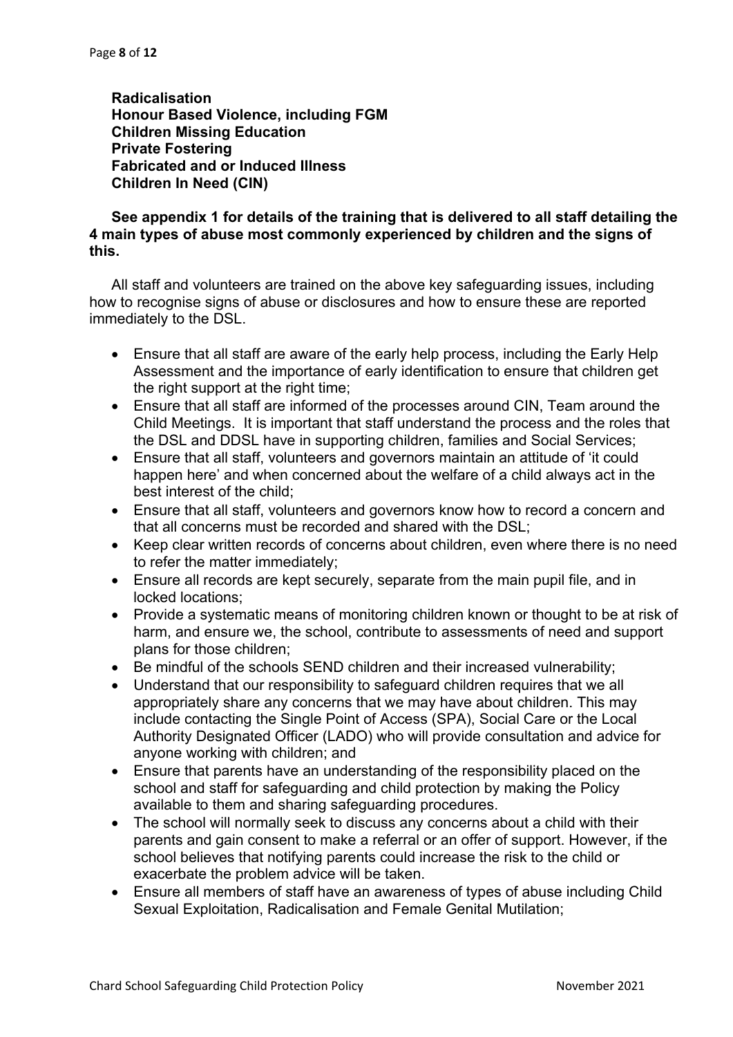**Radicalisation**
**Honour Based Violence, including FGM**
**Children Missing Education**
**Private Fostering**
**Fabricated and or Induced Illness**
**Children In Need (CIN)**

**See appendix 1 for details of the training that is delivered to all staff detailing the 4 main types of abuse most commonly experienced by children and the signs of this.**

All staff and volunteers are trained on the above key safeguarding issues, including how to recognise signs of abuse or disclosures and how to ensure these are reported immediately to the DSL.

- Ensure that all staff are aware of the early help process, including the Early Help Assessment and the importance of early identification to ensure that children get the right support at the right time;
- Ensure that all staff are informed of the processes around CIN, Team around the Child Meetings. It is important that staff understand the process and the roles that the DSL and DDSL have in supporting children, families and Social Services;
- Ensure that all staff, volunteers and governors maintain an attitude of 'it could happen here' and when concerned about the welfare of a child always act in the best interest of the child;
- Ensure that all staff, volunteers and governors know how to record a concern and that all concerns must be recorded and shared with the DSL;
- Keep clear written records of concerns about children, even where there is no need to refer the matter immediately;
- Ensure all records are kept securely, separate from the main pupil file, and in locked locations;
- Provide a systematic means of monitoring children known or thought to be at risk of harm, and ensure we, the school, contribute to assessments of need and support plans for those children;
- Be mindful of the schools SEND children and their increased vulnerability;
- Understand that our responsibility to safeguard children requires that we all appropriately share any concerns that we may have about children. This may include contacting the Single Point of Access (SPA), Social Care or the Local Authority Designated Officer (LADO) who will provide consultation and advice for anyone working with children; and
- Ensure that parents have an understanding of the responsibility placed on the school and staff for safeguarding and child protection by making the Policy available to them and sharing safeguarding procedures.
- The school will normally seek to discuss any concerns about a child with their parents and gain consent to make a referral or an offer of support. However, if the school believes that notifying parents could increase the risk to the child or exacerbate the problem advice will be taken.
- Ensure all members of staff have an awareness of types of abuse including Child Sexual Exploitation, Radicalisation and Female Genital Mutilation;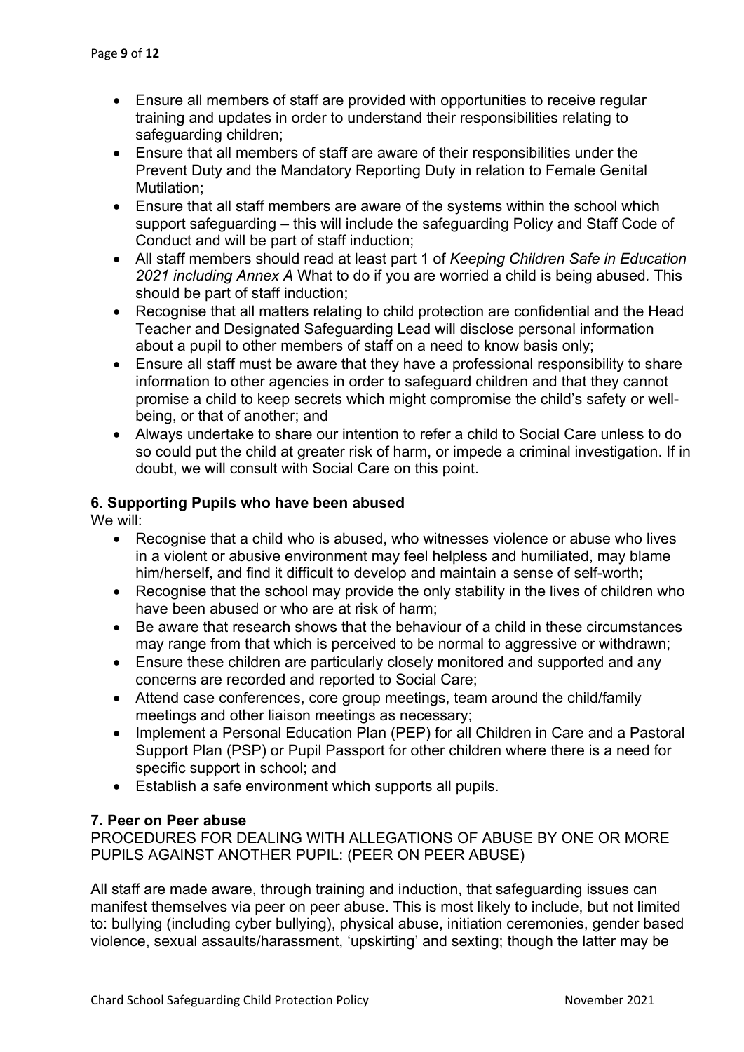- Ensure all members of staff are provided with opportunities to receive regular training and updates in order to understand their responsibilities relating to safeguarding children;
- Ensure that all members of staff are aware of their responsibilities under the Prevent Duty and the Mandatory Reporting Duty in relation to Female Genital Mutilation;
- Ensure that all staff members are aware of the systems within the school which support safeguarding – this will include the safeguarding Policy and Staff Code of Conduct and will be part of staff induction;
- All staff members should read at least part 1 of *Keeping Children Safe in Education 2021 including Annex A* What to do if you are worried a child is being abused*.* This should be part of staff induction;
- Recognise that all matters relating to child protection are confidential and the Head Teacher and Designated Safeguarding Lead will disclose personal information about a pupil to other members of staff on a need to know basis only;
- Ensure all staff must be aware that they have a professional responsibility to share information to other agencies in order to safeguard children and that they cannot promise a child to keep secrets which might compromise the child's safety or well-being, or that of another; and
- Always undertake to share our intention to refer a child to Social Care unless to do so could put the child at greater risk of harm, or impede a criminal investigation. If in doubt, we will consult with Social Care on this point.

### 6. Supporting Pupils who have been abused

We will:

- Recognise that a child who is abused, who witnesses violence or abuse who lives in a violent or abusive environment may feel helpless and humiliated, may blame him/herself, and find it difficult to develop and maintain a sense of self-worth;
- Recognise that the school may provide the only stability in the lives of children who have been abused or who are at risk of harm;
- Be aware that research shows that the behaviour of a child in these circumstances may range from that which is perceived to be normal to aggressive or withdrawn;
- Ensure these children are particularly closely monitored and supported and any concerns are recorded and reported to Social Care;
- Attend case conferences, core group meetings, team around the child/family meetings and other liaison meetings as necessary;
- Implement a Personal Education Plan (PEP) for all Children in Care and a Pastoral Support Plan (PSP) or Pupil Passport for other children where there is a need for specific support in school; and
- Establish a safe environment which supports all pupils.

### 7. Peer on Peer abuse

PROCEDURES FOR DEALING WITH ALLEGATIONS OF ABUSE BY ONE OR MORE PUPILS AGAINST ANOTHER PUPIL: (PEER ON PEER ABUSE)

All staff are made aware, through training and induction, that safeguarding issues can manifest themselves via peer on peer abuse. This is most likely to include, but not limited to: bullying (including cyber bullying), physical abuse, initiation ceremonies, gender based violence, sexual assaults/harassment, 'upskirting' and sexting; though the latter may be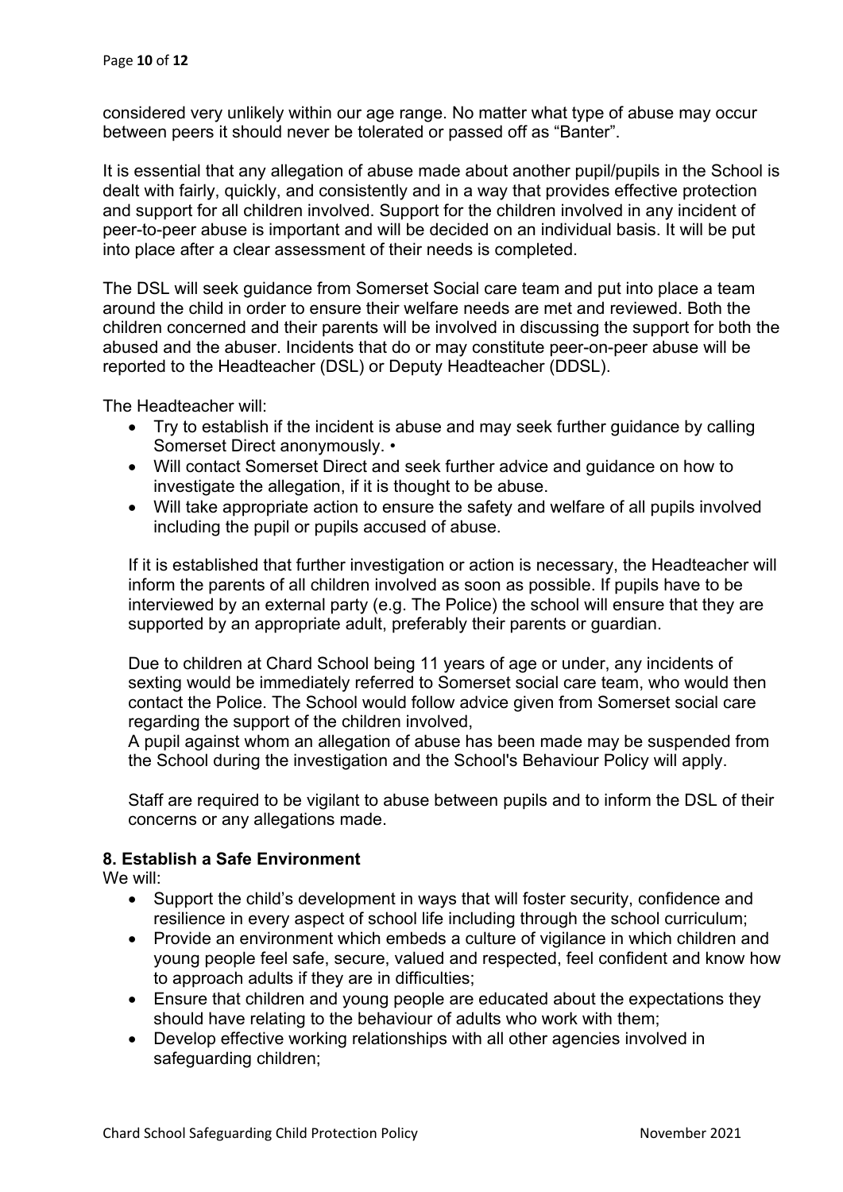considered very unlikely within our age range. No matter what type of abuse may occur between peers it should never be tolerated or passed off as "Banter".

It is essential that any allegation of abuse made about another pupil/pupils in the School is dealt with fairly, quickly, and consistently and in a way that provides effective protection and support for all children involved. Support for the children involved in any incident of peer-to-peer abuse is important and will be decided on an individual basis. It will be put into place after a clear assessment of their needs is completed.

The DSL will seek guidance from Somerset Social care team and put into place a team around the child in order to ensure their welfare needs are met and reviewed. Both the children concerned and their parents will be involved in discussing the support for both the abused and the abuser. Incidents that do or may constitute peer-on-peer abuse will be reported to the Headteacher (DSL) or Deputy Headteacher (DDSL).

The Headteacher will:

- Try to establish if the incident is abuse and may seek further guidance by calling Somerset Direct anonymously. •
- Will contact Somerset Direct and seek further advice and guidance on how to investigate the allegation, if it is thought to be abuse.
- Will take appropriate action to ensure the safety and welfare of all pupils involved including the pupil or pupils accused of abuse.

If it is established that further investigation or action is necessary, the Headteacher will inform the parents of all children involved as soon as possible. If pupils have to be interviewed by an external party (e.g. The Police) the school will ensure that they are supported by an appropriate adult, preferably their parents or guardian.

Due to children at Chard School being 11 years of age or under, any incidents of sexting would be immediately referred to Somerset social care team, who would then contact the Police. The School would follow advice given from Somerset social care regarding the support of the children involved,
A pupil against whom an allegation of abuse has been made may be suspended from the School during the investigation and the School's Behaviour Policy will apply.

Staff are required to be vigilant to abuse between pupils and to inform the DSL of their concerns or any allegations made.

## 8. Establish a Safe Environment

We will:

- Support the child's development in ways that will foster security, confidence and resilience in every aspect of school life including through the school curriculum;
- Provide an environment which embeds a culture of vigilance in which children and young people feel safe, secure, valued and respected, feel confident and know how to approach adults if they are in difficulties;
- Ensure that children and young people are educated about the expectations they should have relating to the behaviour of adults who work with them;
- Develop effective working relationships with all other agencies involved in safeguarding children;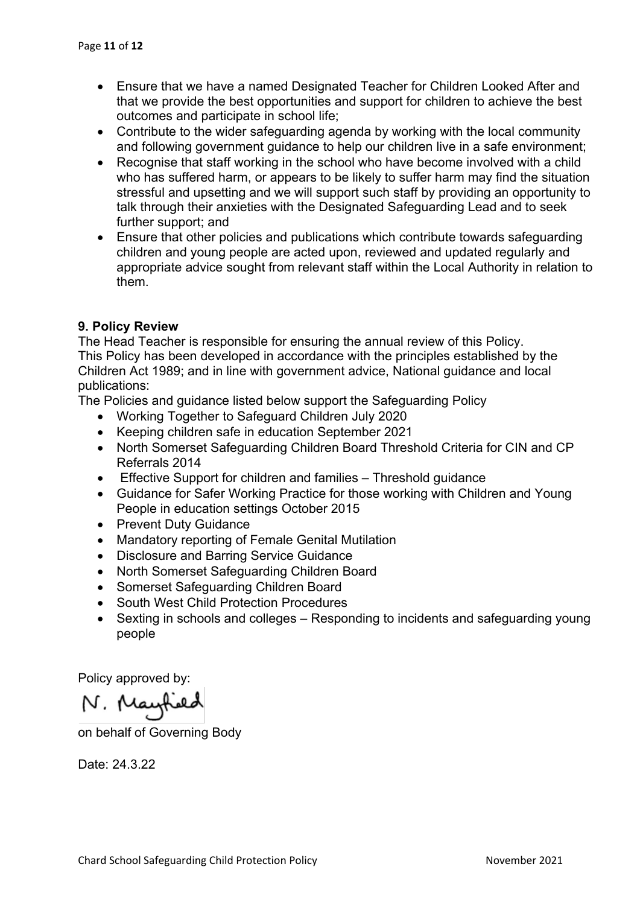- Ensure that we have a named Designated Teacher for Children Looked After and that we provide the best opportunities and support for children to achieve the best outcomes and participate in school life;
- Contribute to the wider safeguarding agenda by working with the local community and following government guidance to help our children live in a safe environment;
- Recognise that staff working in the school who have become involved with a child who has suffered harm, or appears to be likely to suffer harm may find the situation stressful and upsetting and we will support such staff by providing an opportunity to talk through their anxieties with the Designated Safeguarding Lead and to seek further support; and
- Ensure that other policies and publications which contribute towards safeguarding children and young people are acted upon, reviewed and updated regularly and appropriate advice sought from relevant staff within the Local Authority in relation to them.

**9. Policy Review**

The Head Teacher is responsible for ensuring the annual review of this Policy.
This Policy has been developed in accordance with the principles established by the Children Act 1989; and in line with government advice, National guidance and local publications:
The Policies and guidance listed below support the Safeguarding Policy

- Working Together to Safeguard Children July 2020
- Keeping children safe in education September 2021
- North Somerset Safeguarding Children Board Threshold Criteria for CIN and CP Referrals 2014
- Effective Support for children and families – Threshold guidance
- Guidance for Safer Working Practice for those working with Children and Young People in education settings October 2015
- Prevent Duty Guidance
- Mandatory reporting of Female Genital Mutilation
- Disclosure and Barring Service Guidance
- North Somerset Safeguarding Children Board
- Somerset Safeguarding Children Board
- South West Child Protection Procedures
- Sexting in schools and colleges – Responding to incidents and safeguarding young people

Policy approved by:

N. Mayfield

on behalf of Governing Body

Date: 24.3.22